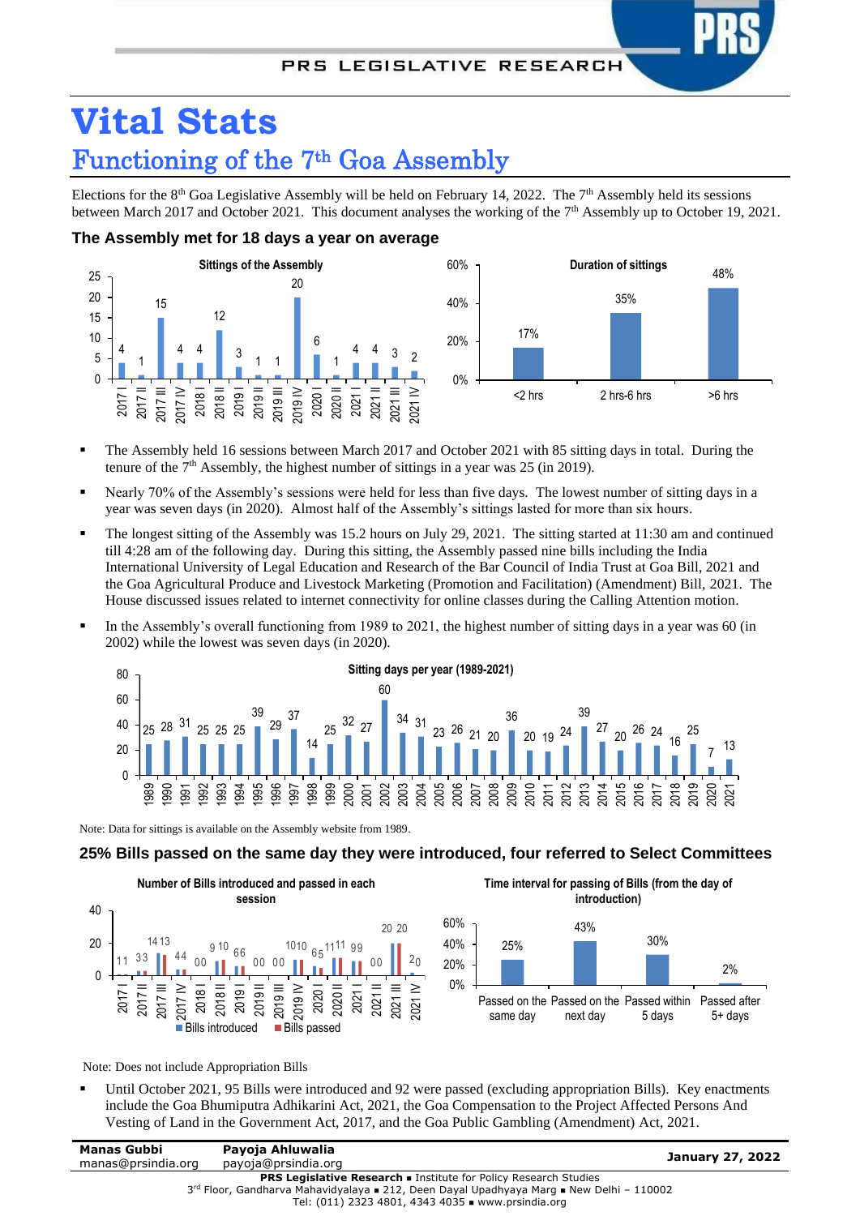# Vital Stats

## Functioning of the 7th Goa Assembly

Elections for the 8th Goa Legislative Assembly will be held on February 14, 2022. The 7th Assembly held its sessions between March 2017 and October 2021. This document analyses the working of the 7th Assembly up to October 19, 2021.

### The Assembly met for 18 days a year on average

**Sittings of the Assembly**

| Session | Sittings |
|---|---|
| 2017 I | 4 |
| 2017 II | 1 |
| 2017 III | 15 |
| 2017 IV | 4 |
| 2018 I | 4 |
| 2018 II | 12 |
| 2019 I | 3 |
| 2019 II | 1 |
| 2019 III | 1 |
| 2019 IV | 20 |
| 2020 I | 6 |
| 2020 II | 1 |
| 2021 I | 4 |
| 2021 II | 4 |
| 2021 III | 3 |
| 2021 IV | 2 |

**Duration of sittings**

| Duration | Share |
|---|---|
| <2 hrs | 17% |
| 2 hrs-6 hrs | 35% |
| >6 hrs | 48% |

- The Assembly held 16 sessions between March 2017 and October 2021 with 85 sitting days in total. During the tenure of the 7th Assembly, the highest number of sittings in a year was 25 (in 2019).
- Nearly 70% of the Assembly's sessions were held for less than five days. The lowest number of sitting days in a year was seven days (in 2020). Almost half of the Assembly's sittings lasted for more than six hours.
- The longest sitting of the Assembly was 15.2 hours on July 29, 2021. The sitting started at 11:30 am and continued till 4:28 am of the following day. During this sitting, the Assembly passed nine bills including the India International University of Legal Education and Research of the Bar Council of India Trust at Goa Bill, 2021 and the Goa Agricultural Produce and Livestock Marketing (Promotion and Facilitation) (Amendment) Bill, 2021. The House discussed issues related to internet connectivity for online classes during the Calling Attention motion.
- In the Assembly's overall functioning from 1989 to 2021, the highest number of sitting days in a year was 60 (in 2002) while the lowest was seven days (in 2020).

**Sitting days per year (1989-2021)**

| Year | Days |
|---|---|
| 1989 | 25 |
| 1990 | 28 |
| 1991 | 31 |
| 1992 | 25 |
| 1993 | 25 |
| 1994 | 25 |
| 1995 | 39 |
| 1996 | 29 |
| 1997 | 37 |
| 1998 | 14 |
| 1999 | 25 |
| 2000 | 32 |
| 2001 | 27 |
| 2002 | 60 |
| 2003 | 34 |
| 2004 | 31 |
| 2005 | 23 |
| 2006 | 26 |
| 2007 | 21 |
| 2008 | 20 |
| 2009 | 36 |
| 2010 | 20 |
| 2011 | 19 |
| 2012 | 24 |
| 2013 | 39 |
| 2014 | 27 |
| 2015 | 20 |
| 2016 | 26 |
| 2017 | 24 |
| 2018 | 16 |
| 2019 | 25 |
| 2020 | 7 |
| 2021 | 13 |

Note: Data for sittings is available on the Assembly website from 1989.

### 25% Bills passed on the same day they were introduced, four referred to Select Committees

**Number of Bills introduced and passed in each session**

| Session | Bills introduced | Bills passed |
|---|---|---|
| 2017 I | 1 | 1 |
| 2017 II | 3 | 3 |
| 2017 III | 14 | 13 |
| 2017 IV | 4 | 4 |
| 2018 I | 0 | 0 |
| 2018 II | 9 | 10 |
| 2019 I | 6 | 6 |
| 2019 II | 0 | 0 |
| 2019 III | 0 | 0 |
| 2019 IV | 10 | 10 |
| 2020 I | 6 | 5 |
| 2020 II | 11 | 11 |
| 2021 I | 9 | 9 |
| 2021 II | 0 | 0 |
| 2021 III | 20 | 20 |
| 2021 IV | 2 | 0 |

**Time interval for passing of Bills (from the day of introduction)**

| Interval | Share |
|---|---|
| Passed on the same day | 25% |
| Passed on the next day | 43% |
| Passed within 5 days | 30% |
| Passed after 5+ days | 2% |

Note: Does not include Appropriation Bills

- Until October 2021, 95 Bills were introduced and 92 were passed (excluding appropriation Bills). Key enactments include the Goa Bhumiputra Adhikarini Act, 2021, the Goa Compensation to the Project Affected Persons And Vesting of Land in the Government Act, 2017, and the Goa Public Gambling (Amendment) Act, 2021.

Manas Gubbi, manas@prsindia.org | Payoja Ahluwalia, payoja@prsindia.org | January 27, 2022

PRS Legislative Research ▪ Institute for Policy Research Studies
3rd Floor, Gandharva Mahavidyalaya ▪ 212, Deen Dayal Upadhyaya Marg ▪ New Delhi – 110002
Tel: (011) 2323 4801, 4343 4035 ▪ www.prsindia.org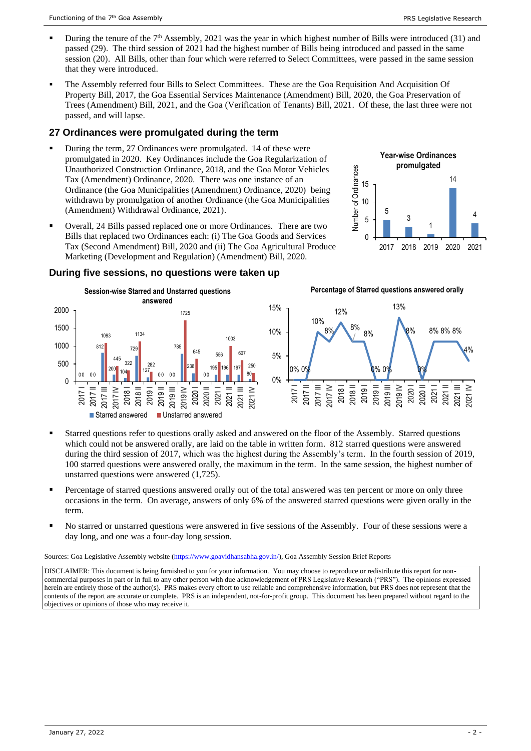- During the tenure of the 7th Assembly, 2021 was the year in which highest number of Bills were introduced (31) and passed (29). The third session of 2021 had the highest number of Bills being introduced and passed in the same session (20). All Bills, other than four which were referred to Select Committees, were passed in the same session that they were introduced.
- The Assembly referred four Bills to Select Committees. These are the Goa Requisition And Acquisition Of Property Bill, 2017, the Goa Essential Services Maintenance (Amendment) Bill, 2020, the Goa Preservation of Trees (Amendment) Bill, 2021, and the Goa (Verification of Tenants) Bill, 2021. Of these, the last three were not passed, and will lapse.

## 27 Ordinances were promulgated during the term

- During the term, 27 Ordinances were promulgated. 14 of these were promulgated in 2020. Key Ordinances include the Goa Regularization of Unauthorized Construction Ordinance, 2018, and the Goa Motor Vehicles Tax (Amendment) Ordinance, 2020. There was one instance of an Ordinance (the Goa Municipalities (Amendment) Ordinance, 2020) being withdrawn by promulgation of another Ordinance (the Goa Municipalities (Amendment) Withdrawal Ordinance, 2021).
- Overall, 24 Bills passed replaced one or more Ordinances. There are two Bills that replaced two Ordinances each: (i) The Goa Goods and Services Tax (Second Amendment) Bill, 2020 and (ii) The Goa Agricultural Produce Marketing (Development and Regulation) (Amendment) Bill, 2020.

Year-wise Ordinances promulgated

Number of Ordinances

2017: 5
2018: 3
2019: 1
2020: 14
2021: 4

## During five sessions, no questions were taken up

Session-wise Starred and Unstarred questions answered

2017 I: 0, 0
2017 II: 0, 0
2017 III: 812, 1093
2017 IV: 200, 445
2018 I: 104, 322
2018 II: 729, 1134
2019 I: 127, 282
2019 II: 0, 0
2019 III: 0, 0
2019 IV: 785, 1725
2020 I: 238, 645
2020 II: 0, 0
2021 I: 195, 556
2021 II: 196, 1003
2021 III: 197, 607
2021 IV: 80, 250

Starred answered; Unstarred answered

Percentage of Starred questions answered orally

2017 I: 0%
2017 II: 0%
2017 III: 10%
2017 IV: 8%
2018 I: 12%
2018 II: 8%
2019 I: 8%
2019 II: 0%
2019 III: 0%
2019 IV: 13%
2020 I: 8%
2020 II: 0%
2021 I: 8%
2021 II: 8%
2021 III: 8%
2021 IV: 4%

- Starred questions refer to questions orally asked and answered on the floor of the Assembly. Starred questions which could not be answered orally, are laid on the table in written form. 812 starred questions were answered during the third session of 2017, which was the highest during the Assembly's term. In the fourth session of 2019, 100 starred questions were answered orally, the maximum in the term. In the same session, the highest number of unstarred questions were answered (1,725).
- Percentage of starred questions answered orally out of the total answered was ten percent or more on only three occasions in the term. On average, answers of only 6% of the answered starred questions were given orally in the term.
- No starred or unstarred questions were answered in five sessions of the Assembly. Four of these sessions were a day long, and one was a four-day long session.

Sources: Goa Legislative Assembly website (https://www.goavidhansabha.gov.in/), Goa Assembly Session Brief Reports

DISCLAIMER: This document is being furnished to you for your information. You may choose to reproduce or redistribute this report for non-commercial purposes in part or in full to any other person with due acknowledgement of PRS Legislative Research ("PRS"). The opinions expressed herein are entirely those of the author(s). PRS makes every effort to use reliable and comprehensive information, but PRS does not represent that the contents of the report are accurate or complete. PRS is an independent, not-for-profit group. This document has been prepared without regard to the objectives or opinions of those who may receive it.